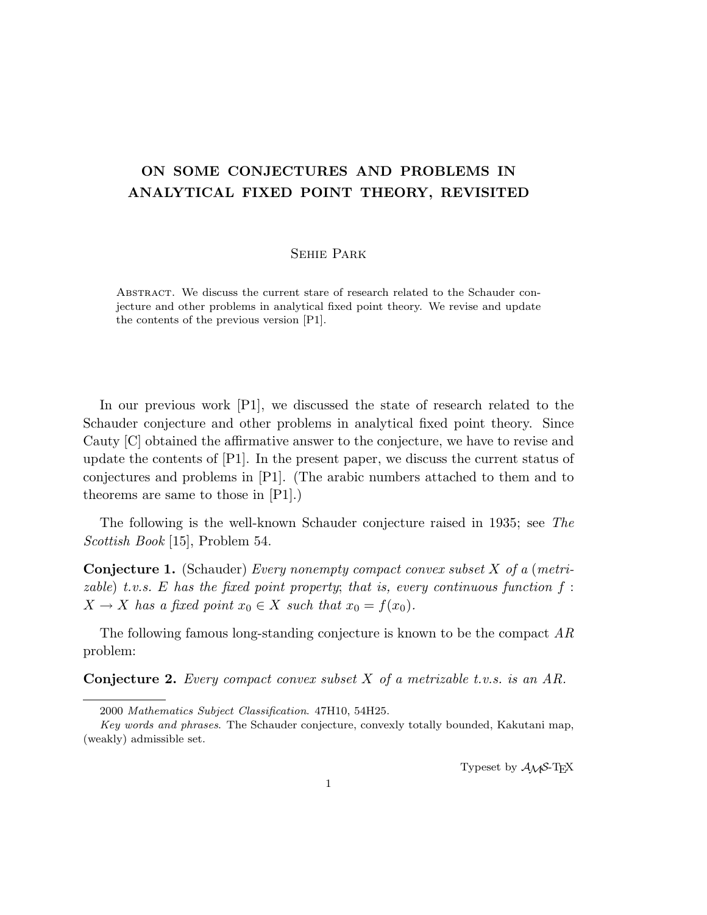# ON SOME CONJECTURES AND PROBLEMS IN ANALYTICAL FIXED POINT THEORY, REVISITED

Sehie Park

Abstract. We discuss the current stare of research related to the Schauder conjecture and other problems in analytical fixed point theory. We revise and update the contents of the previous version [P1].

In our previous work [P1], we discussed the state of research related to the Schauder conjecture and other problems in analytical fixed point theory. Since Cauty [C] obtained the affirmative answer to the conjecture, we have to revise and update the contents of [P1]. In the present paper, we discuss the current status of conjectures and problems in [P1]. (The arabic numbers attached to them and to theorems are same to those in [P1].)

The following is the well-known Schauder conjecture raised in 1935; see *The Scottish Book* [15], Problem 54.

**Conjecture 1.** (Schauder) *Every nonempty compact convex subset $X$ of a (metrizable) t.v.s. $E$ has the fixed point property; that is, every continuous function $f : X \to X$ has a fixed point $x_0 \in X$ such that $x_0 = f(x_0)$.*

The following famous long-standing conjecture is known to be the compact *AR* problem:

**Conjecture 2.** *Every compact convex subset $X$ of a metrizable t.v.s. is an AR.*

---

2000 *Mathematics Subject Classification*. 47H10, 54H25.

*Key words and phrases*. The Schauder conjecture, convexly totally bounded, Kakutani map, (weakly) admissible set.

Typeset by $\mathcal{A}\mathcal{M}\mathcal{S}$-TEX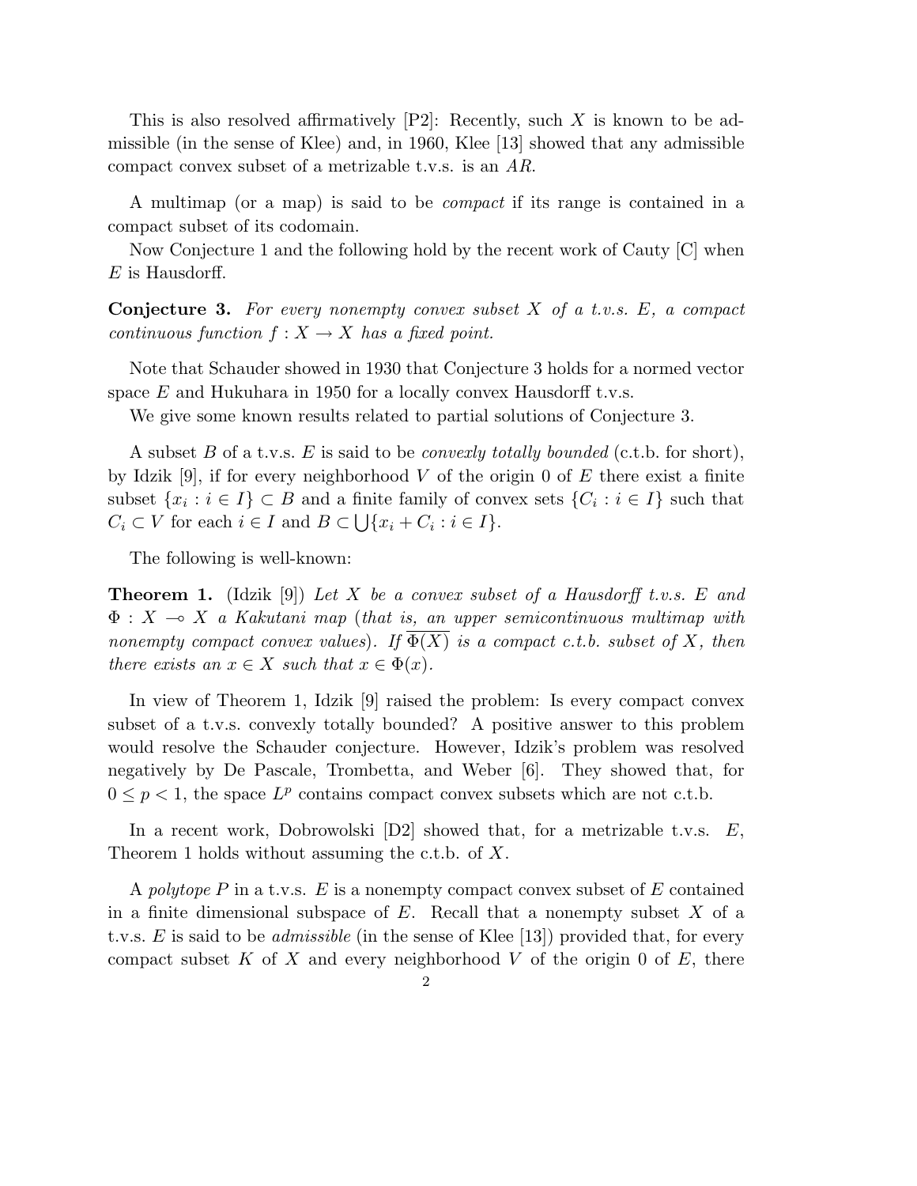This is also resolved affirmatively [P2]: Recently, such $X$ is known to be admissible (in the sense of Klee) and, in 1960, Klee [13] showed that any admissible compact convex subset of a metrizable t.v.s. is an $AR$.

A multimap (or a map) is said to be *compact* if its range is contained in a compact subset of its codomain.

Now Conjecture 1 and the following hold by the recent work of Cauty [C] when $E$ is Hausdorff.

**Conjecture 3.** *For every nonempty convex subset $X$ of a t.v.s. $E$, a compact continuous function $f : X \to X$ has a fixed point.*

Note that Schauder showed in 1930 that Conjecture 3 holds for a normed vector space $E$ and Hukuhara in 1950 for a locally convex Hausdorff t.v.s.

We give some known results related to partial solutions of Conjecture 3.

A subset $B$ of a t.v.s. $E$ is said to be *convexly totally bounded* (c.t.b. for short), by Idzik [9], if for every neighborhood $V$ of the origin 0 of $E$ there exist a finite subset $\{x_i : i \in I\} \subset B$ and a finite family of convex sets $\{C_i : i \in I\}$ such that $C_i \subset V$ for each $i \in I$ and $B \subset \bigcup\{x_i + C_i : i \in I\}$.

The following is well-known:

**Theorem 1.** (Idzik [9]) *Let $X$ be a convex subset of a Hausdorff t.v.s. $E$ and $\Phi : X \multimap X$ a Kakutani map (that is, an upper semicontinuous multimap with nonempty compact convex values). If $\overline{\Phi(X)}$ is a compact c.t.b. subset of $X$, then there exists an $x \in X$ such that $x \in \Phi(x)$.*

In view of Theorem 1, Idzik [9] raised the problem: Is every compact convex subset of a t.v.s. convexly totally bounded? A positive answer to this problem would resolve the Schauder conjecture. However, Idzik's problem was resolved negatively by De Pascale, Trombetta, and Weber [6]. They showed that, for $0 \leq p < 1$, the space $L^p$ contains compact convex subsets which are not c.t.b.

In a recent work, Dobrowolski [D2] showed that, for a metrizable t.v.s. $E$, Theorem 1 holds without assuming the c.t.b. of $X$.

A *polytope* $P$ in a t.v.s. $E$ is a nonempty compact convex subset of $E$ contained in a finite dimensional subspace of $E$. Recall that a nonempty subset $X$ of a t.v.s. $E$ is said to be *admissible* (in the sense of Klee [13]) provided that, for every compact subset $K$ of $X$ and every neighborhood $V$ of the origin 0 of $E$, there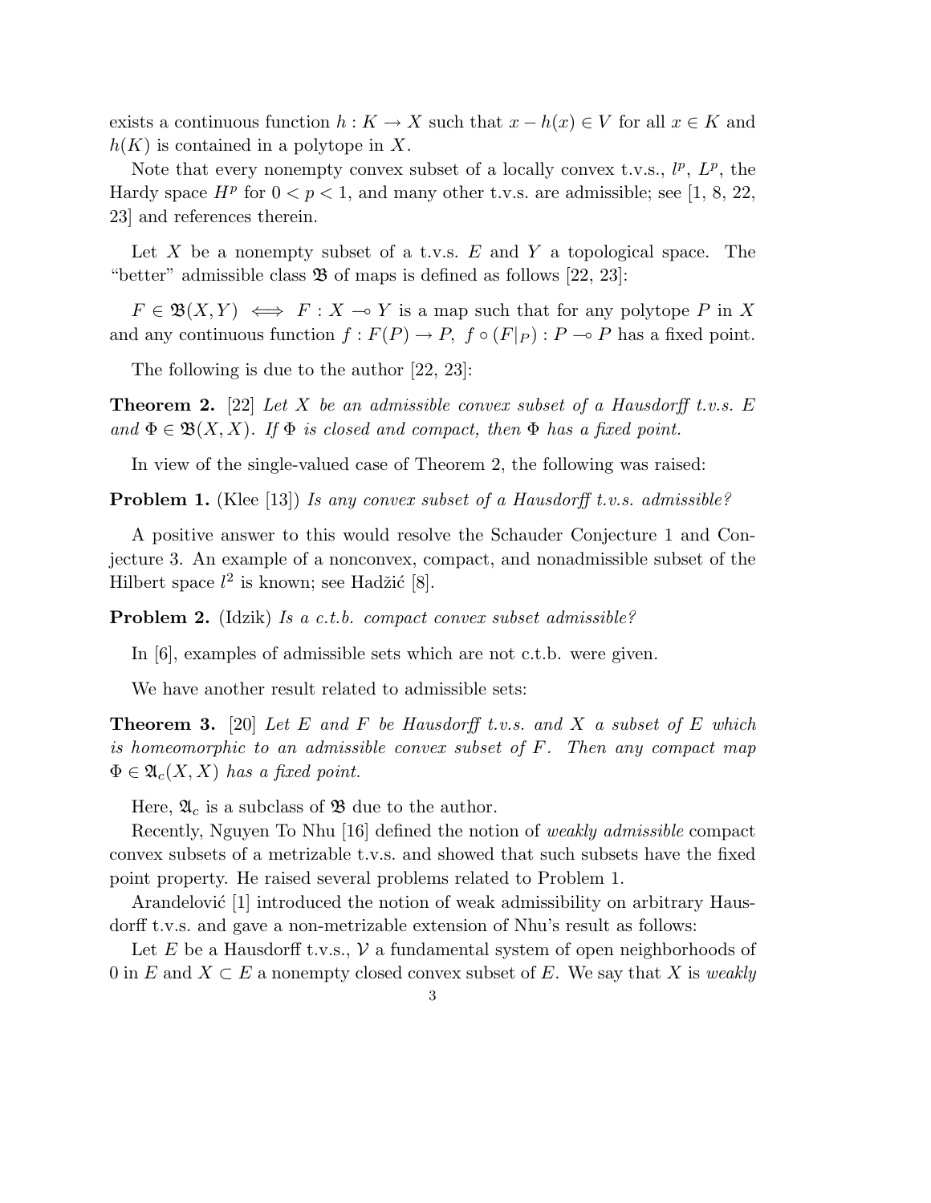exists a continuous function $h : K \to X$ such that $x - h(x) \in V$ for all $x \in K$ and $h(K)$ is contained in a polytope in $X$.

Note that every nonempty convex subset of a locally convex t.v.s., $l^p$, $L^p$, the Hardy space $H^p$ for $0 < p < 1$, and many other t.v.s. are admissible; see [1, 8, 22, 23] and references therein.

Let $X$ be a nonempty subset of a t.v.s. $E$ and $Y$ a topological space. The "better" admissible class $\mathfrak{B}$ of maps is defined as follows [22, 23]:

$F \in \mathfrak{B}(X, Y) \iff F : X \multimap Y$ is a map such that for any polytope $P$ in $X$ and any continuous function $f : F(P) \to P$, $f \circ (F|_P) : P \multimap P$ has a fixed point.

The following is due to the author [22, 23]:

**Theorem 2.** [22] *Let $X$ be an admissible convex subset of a Hausdorff t.v.s. $E$ and $\Phi \in \mathfrak{B}(X, X)$. If $\Phi$ is closed and compact, then $\Phi$ has a fixed point.*

In view of the single-valued case of Theorem 2, the following was raised:

**Problem 1.** (Klee [13]) *Is any convex subset of a Hausdorff t.v.s. admissible?*

A positive answer to this would resolve the Schauder Conjecture 1 and Conjecture 3. An example of a nonconvex, compact, and nonadmissible subset of the Hilbert space $l^2$ is known; see Hadžić [8].

**Problem 2.** (Idzik) *Is a c.t.b. compact convex subset admissible?*

In [6], examples of admissible sets which are not c.t.b. were given.

We have another result related to admissible sets:

**Theorem 3.** [20] *Let $E$ and $F$ be Hausdorff t.v.s. and $X$ a subset of $E$ which is homeomorphic to an admissible convex subset of $F$. Then any compact map $\Phi \in \mathfrak{A}_c(X, X)$ has a fixed point.*

Here, $\mathfrak{A}_c$ is a subclass of $\mathfrak{B}$ due to the author.

Recently, Nguyen To Nhu [16] defined the notion of *weakly admissible* compact convex subsets of a metrizable t.v.s. and showed that such subsets have the fixed point property. He raised several problems related to Problem 1.

Arandelović [1] introduced the notion of weak admissibility on arbitrary Hausdorff t.v.s. and gave a non-metrizable extension of Nhu's result as follows:

Let $E$ be a Hausdorff t.v.s., $\mathcal{V}$ a fundamental system of open neighborhoods of 0 in $E$ and $X \subset E$ a nonempty closed convex subset of $E$. We say that $X$ is *weakly*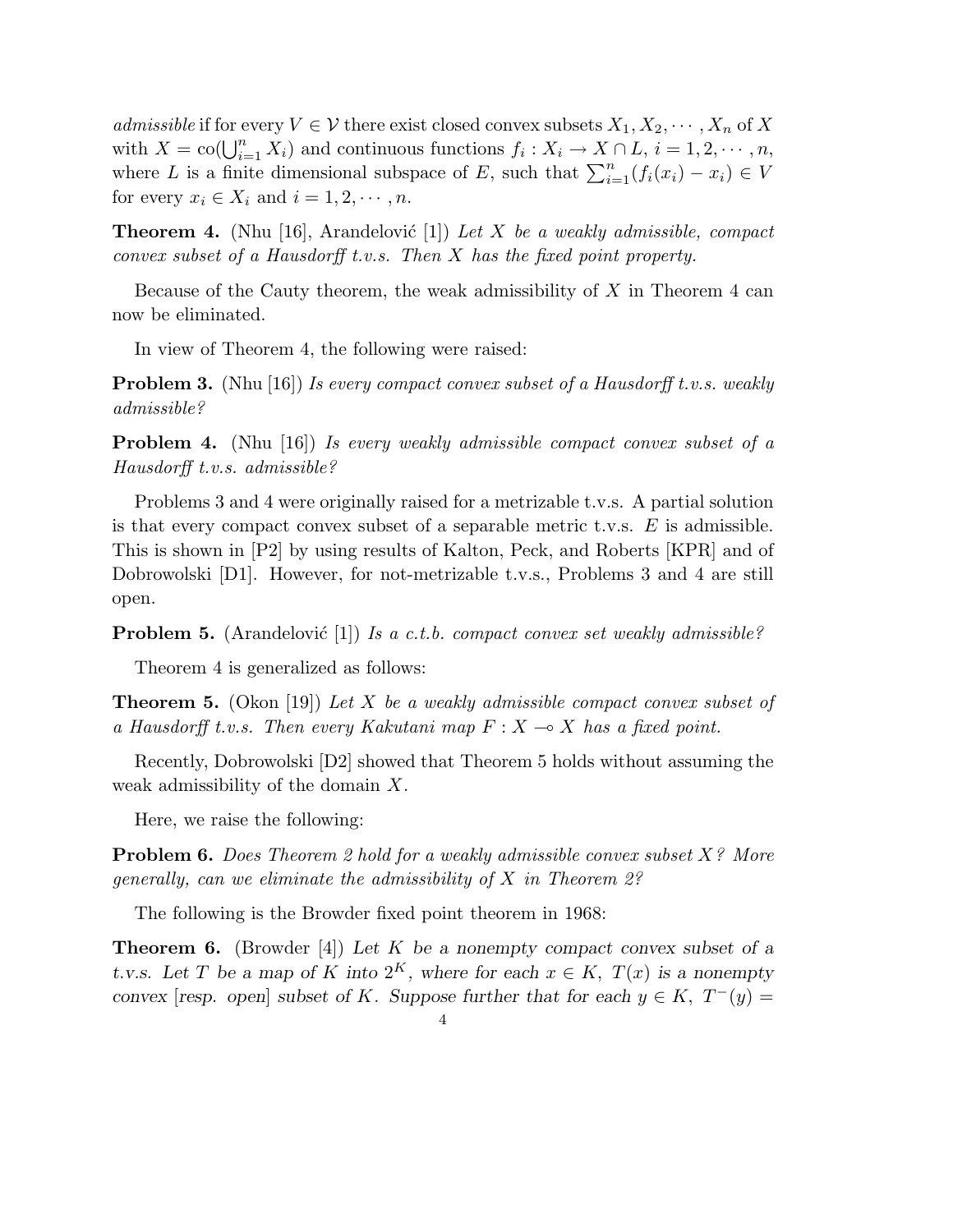*admissible* if for every $V \in \mathcal{V}$ there exist closed convex subsets $X_1, X_2, \cdots, X_n$ of $X$ with $X = \text{co}(\bigcup_{i=1}^{n} X_i)$ and continuous functions $f_i : X_i \to X \cap L$, $i = 1, 2, \cdots, n$, where $L$ is a finite dimensional subspace of $E$, such that $\sum_{i=1}^{n}(f_i(x_i) - x_i) \in V$ for every $x_i \in X_i$ and $i = 1, 2, \cdots, n$.

**Theorem 4.** (Nhu [16], Arandelović [1]) *Let $X$ be a weakly admissible, compact convex subset of a Hausdorff t.v.s. Then $X$ has the fixed point property.*

Because of the Cauty theorem, the weak admissibility of $X$ in Theorem 4 can now be eliminated.

In view of Theorem 4, the following were raised:

**Problem 3.** (Nhu [16]) *Is every compact convex subset of a Hausdorff t.v.s. weakly admissible?*

**Problem 4.** (Nhu [16]) *Is every weakly admissible compact convex subset of a Hausdorff t.v.s. admissible?*

Problems 3 and 4 were originally raised for a metrizable t.v.s. A partial solution is that every compact convex subset of a separable metric t.v.s. $E$ is admissible. This is shown in [P2] by using results of Kalton, Peck, and Roberts [KPR] and of Dobrowolski [D1]. However, for not-metrizable t.v.s., Problems 3 and 4 are still open.

**Problem 5.** (Arandelović [1]) *Is a c.t.b. compact convex set weakly admissible?*

Theorem 4 is generalized as follows:

**Theorem 5.** (Okon [19]) *Let $X$ be a weakly admissible compact convex subset of a Hausdorff t.v.s. Then every Kakutani map $F : X \multimap X$ has a fixed point.*

Recently, Dobrowolski [D2] showed that Theorem 5 holds without assuming the weak admissibility of the domain $X$.

Here, we raise the following:

**Problem 6.** *Does Theorem 2 hold for a weakly admissible convex subset $X$? More generally, can we eliminate the admissibility of $X$ in Theorem 2?*

The following is the Browder fixed point theorem in 1968:

**Theorem 6.** (Browder [4]) *Let $K$ be a nonempty compact convex subset of a t.v.s. Let $T$ be a map of $K$ into $2^K$, where for each $x \in K$, $T(x)$ is a nonempty convex [resp. open] subset of $K$. Suppose further that for each $y \in K$, $T^{-}(y) =$*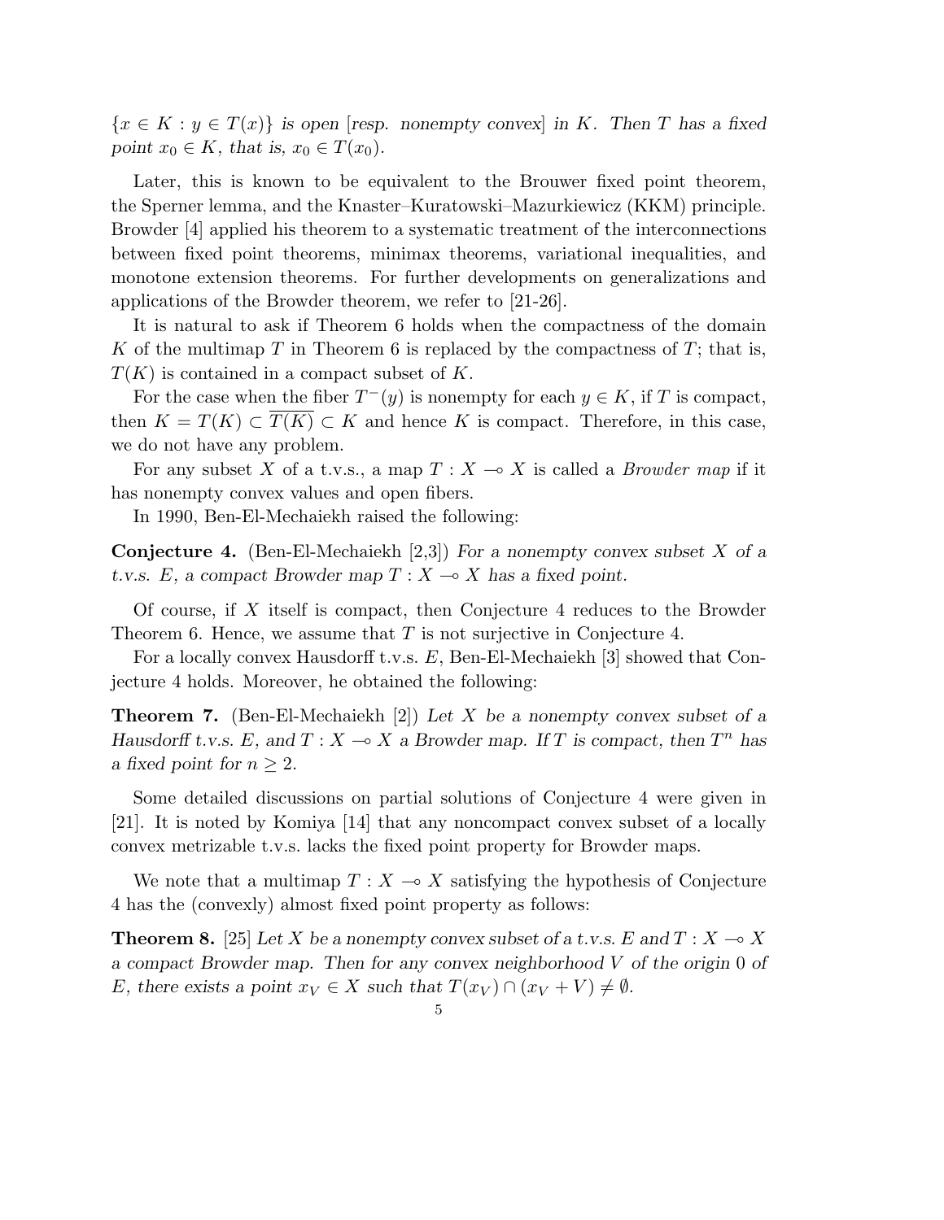$\{x \in K : y \in T(x)\}$ *is open* [*resp. nonempty convex*] *in* $K$*. Then* $T$ *has a fixed point* $x_0 \in K$*, that is,* $x_0 \in T(x_0)$*.*

Later, this is known to be equivalent to the Brouwer fixed point theorem, the Sperner lemma, and the Knaster–Kuratowski–Mazurkiewicz (KKM) principle. Browder [4] applied his theorem to a systematic treatment of the interconnections between fixed point theorems, minimax theorems, variational inequalities, and monotone extension theorems. For further developments on generalizations and applications of the Browder theorem, we refer to [21-26].

It is natural to ask if Theorem 6 holds when the compactness of the domain $K$ of the multimap $T$ in Theorem 6 is replaced by the compactness of $T$; that is, $T(K)$ is contained in a compact subset of $K$.

For the case when the fiber $T^{-}(y)$ is nonempty for each $y \in K$, if $T$ is compact, then $K = T(K) \subset \overline{T(K)} \subset K$ and hence $K$ is compact. Therefore, in this case, we do not have any problem.

For any subset $X$ of a t.v.s., a map $T : X \multimap X$ is called a *Browder map* if it has nonempty convex values and open fibers.

In 1990, Ben-El-Mechaiekh raised the following:

**Conjecture 4.** (Ben-El-Mechaiekh [2,3]) *For a nonempty convex subset* $X$ *of a t.v.s.* $E$*, a compact Browder map* $T : X \multimap X$ *has a fixed point.*

Of course, if $X$ itself is compact, then Conjecture 4 reduces to the Browder Theorem 6. Hence, we assume that $T$ is not surjective in Conjecture 4.

For a locally convex Hausdorff t.v.s. $E$, Ben-El-Mechaiekh [3] showed that Conjecture 4 holds. Moreover, he obtained the following:

**Theorem 7.** (Ben-El-Mechaiekh [2]) *Let* $X$ *be a nonempty convex subset of a Hausdorff t.v.s.* $E$*, and* $T : X \multimap X$ *a Browder map. If* $T$ *is compact, then* $T^n$ *has a fixed point for* $n \geq 2$*.*

Some detailed discussions on partial solutions of Conjecture 4 were given in [21]. It is noted by Komiya [14] that any noncompact convex subset of a locally convex metrizable t.v.s. lacks the fixed point property for Browder maps.

We note that a multimap $T : X \multimap X$ satisfying the hypothesis of Conjecture 4 has the (convexly) almost fixed point property as follows:

**Theorem 8.** [25] *Let* $X$ *be a nonempty convex subset of a t.v.s.* $E$ *and* $T : X \multimap X$ *a compact Browder map. Then for any convex neighborhood* $V$ *of the origin* $0$ *of* $E$*, there exists a point* $x_V \in X$ *such that* $T(x_V) \cap (x_V + V) \neq \emptyset$*.*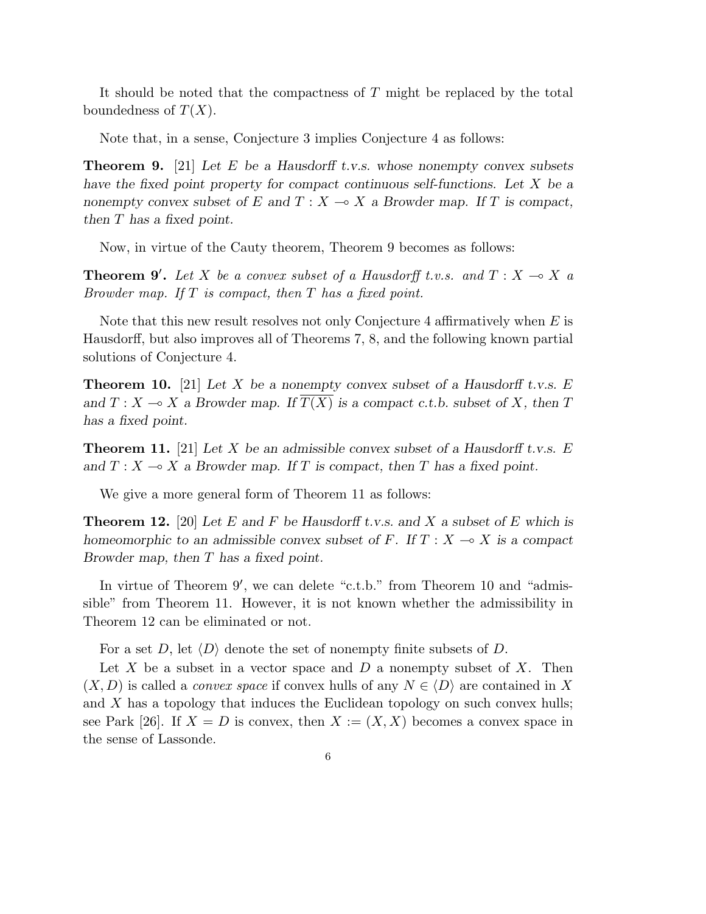It should be noted that the compactness of $T$ might be replaced by the total boundedness of $T(X)$.

Note that, in a sense, Conjecture 3 implies Conjecture 4 as follows:

**Theorem 9.** [21] *Let $E$ be a Hausdorff t.v.s. whose nonempty convex subsets have the fixed point property for compact continuous self-functions. Let $X$ be a nonempty convex subset of $E$ and $T : X \multimap X$ a Browder map. If $T$ is compact, then $T$ has a fixed point.*

Now, in virtue of the Cauty theorem, Theorem 9 becomes as follows:

**Theorem 9′.** *Let $X$ be a convex subset of a Hausdorff t.v.s. and $T : X \multimap X$ a Browder map. If $T$ is compact, then $T$ has a fixed point.*

Note that this new result resolves not only Conjecture 4 affirmatively when $E$ is Hausdorff, but also improves all of Theorems 7, 8, and the following known partial solutions of Conjecture 4.

**Theorem 10.** [21] *Let $X$ be a nonempty convex subset of a Hausdorff t.v.s. $E$ and $T : X \multimap X$ a Browder map. If $\overline{T(X)}$ is a compact c.t.b. subset of $X$, then $T$ has a fixed point.*

**Theorem 11.** [21] *Let $X$ be an admissible convex subset of a Hausdorff t.v.s. $E$ and $T : X \multimap X$ a Browder map. If $T$ is compact, then $T$ has a fixed point.*

We give a more general form of Theorem 11 as follows:

**Theorem 12.** [20] *Let $E$ and $F$ be Hausdorff t.v.s. and $X$ a subset of $E$ which is homeomorphic to an admissible convex subset of $F$. If $T : X \multimap X$ is a compact Browder map, then $T$ has a fixed point.*

In virtue of Theorem 9′, we can delete "c.t.b." from Theorem 10 and "admissible" from Theorem 11. However, it is not known whether the admissibility in Theorem 12 can be eliminated or not.

For a set $D$, let $\langle D \rangle$ denote the set of nonempty finite subsets of $D$.

Let $X$ be a subset in a vector space and $D$ a nonempty subset of $X$. Then $(X, D)$ is called a *convex space* if convex hulls of any $N \in \langle D \rangle$ are contained in $X$ and $X$ has a topology that induces the Euclidean topology on such convex hulls; see Park [26]. If $X = D$ is convex, then $X := (X, X)$ becomes a convex space in the sense of Lassonde.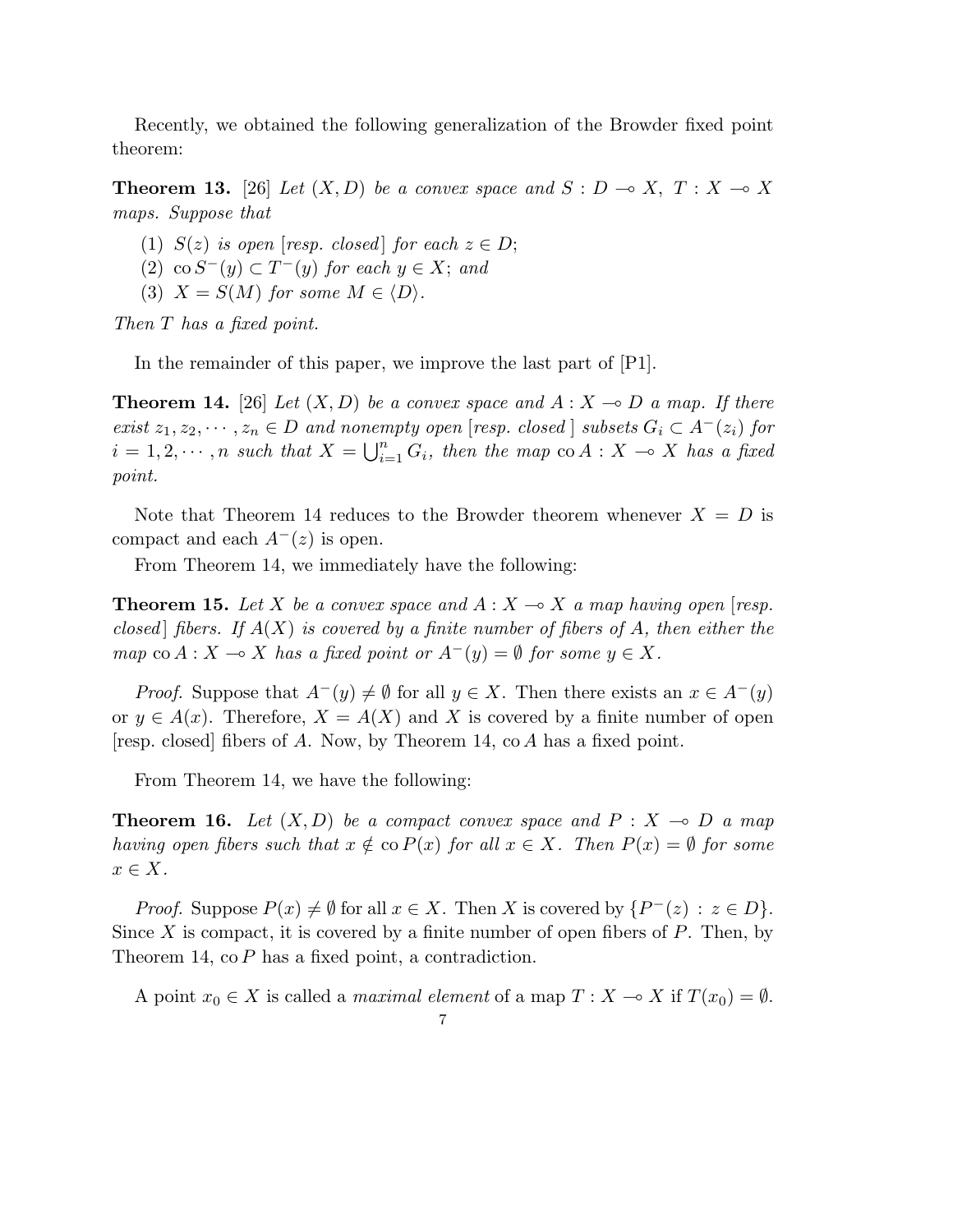Recently, we obtained the following generalization of the Browder fixed point theorem:

**Theorem 13.** [26] *Let $(X, D)$ be a convex space and $S : D \multimap X$, $T : X \multimap X$ maps. Suppose that*

1. *$S(z)$ is open [resp. closed] for each $z \in D$;*
2. *$\operatorname{co} S^{-}(y) \subset T^{-}(y)$ for each $y \in X$; and*
3. *$X = S(M)$ for some $M \in \langle D \rangle$.*

*Then $T$ has a fixed point.*

In the remainder of this paper, we improve the last part of [P1].

**Theorem 14.** [26] *Let $(X, D)$ be a convex space and $A : X \multimap D$ a map. If there exist $z_1, z_2, \cdots, z_n \in D$ and nonempty open [resp. closed] subsets $G_i \subset A^{-}(z_i)$ for $i = 1, 2, \cdots, n$ such that $X = \bigcup_{i=1}^{n} G_i$, then the map $\operatorname{co} A : X \multimap X$ has a fixed point.*

Note that Theorem 14 reduces to the Browder theorem whenever $X = D$ is compact and each $A^{-}(z)$ is open.

From Theorem 14, we immediately have the following:

**Theorem 15.** *Let $X$ be a convex space and $A : X \multimap X$ a map having open [resp. closed] fibers. If $A(X)$ is covered by a finite number of fibers of $A$, then either the map $\operatorname{co} A : X \multimap X$ has a fixed point or $A^{-}(y) = \emptyset$ for some $y \in X$.*

*Proof.* Suppose that $A^{-}(y) \neq \emptyset$ for all $y \in X$. Then there exists an $x \in A^{-}(y)$ or $y \in A(x)$. Therefore, $X = A(X)$ and $X$ is covered by a finite number of open [resp. closed] fibers of $A$. Now, by Theorem 14, $\operatorname{co} A$ has a fixed point.

From Theorem 14, we have the following:

**Theorem 16.** *Let $(X, D)$ be a compact convex space and $P : X \multimap D$ a map having open fibers such that $x \notin \operatorname{co} P(x)$ for all $x \in X$. Then $P(x) = \emptyset$ for some $x \in X$.*

*Proof.* Suppose $P(x) \neq \emptyset$ for all $x \in X$. Then $X$ is covered by $\{P^{-}(z) : z \in D\}$. Since $X$ is compact, it is covered by a finite number of open fibers of $P$. Then, by Theorem 14, $\operatorname{co} P$ has a fixed point, a contradiction.

A point $x_0 \in X$ is called a *maximal element* of a map $T : X \multimap X$ if $T(x_0) = \emptyset$.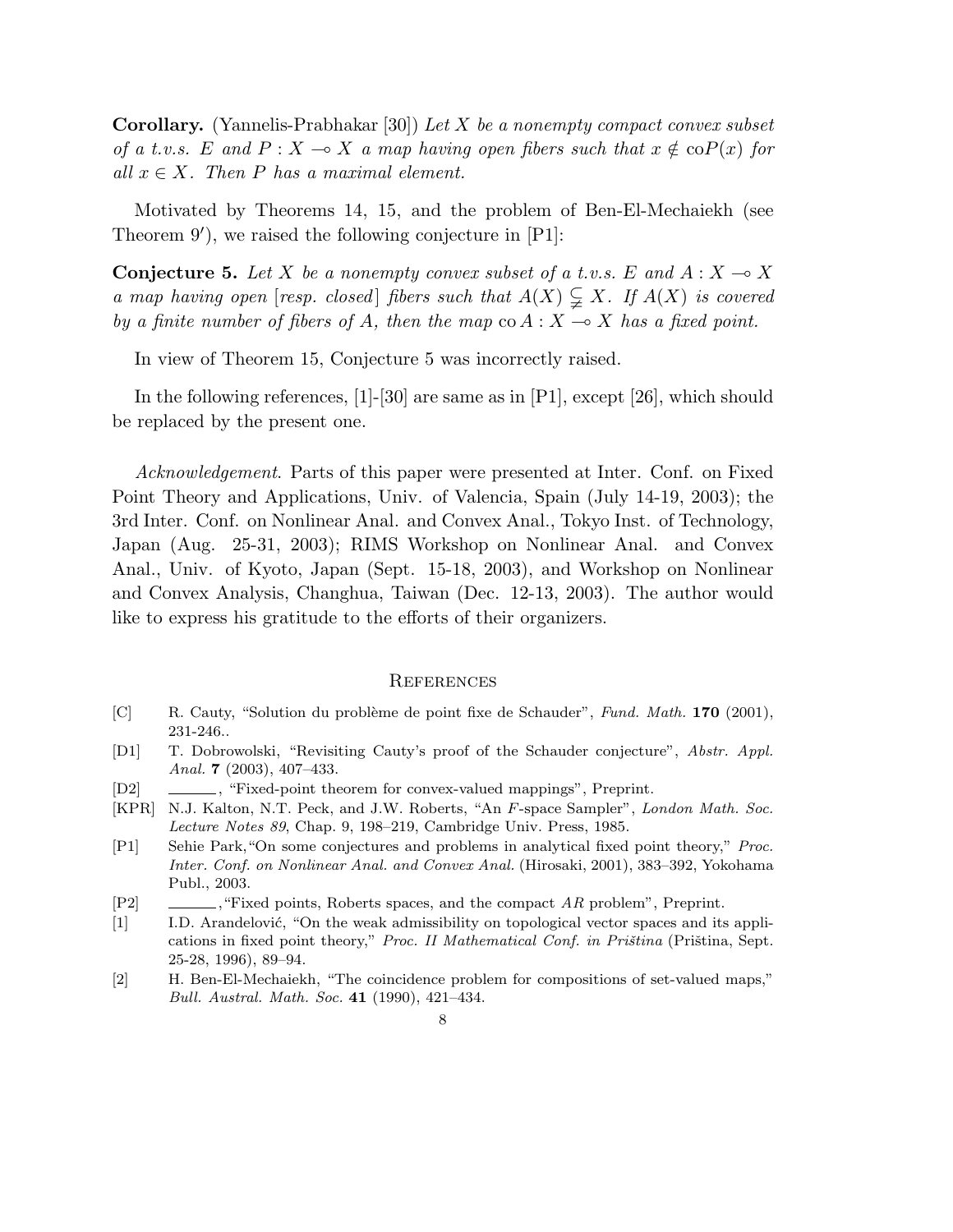**Corollary.** (Yannelis-Prabhakar [30]) *Let $X$ be a nonempty compact convex subset of a t.v.s. $E$ and $P : X \multimap X$ a map having open fibers such that $x \notin \mathrm{co}P(x)$ for all $x \in X$. Then $P$ has a maximal element.*

Motivated by Theorems 14, 15, and the problem of Ben-El-Mechaiekh (see Theorem 9′), we raised the following conjecture in [P1]:

**Conjecture 5.** *Let $X$ be a nonempty convex subset of a t.v.s. $E$ and $A : X \multimap X$ a map having open [resp. closed] fibers such that $A(X) \subsetneqq X$. If $A(X)$ is covered by a finite number of fibers of $A$, then the map $\mathrm{co}\, A : X \multimap X$ has a fixed point.*

In view of Theorem 15, Conjecture 5 was incorrectly raised.

In the following references, [1]-[30] are same as in [P1], except [26], which should be replaced by the present one.

*Acknowledgement*. Parts of this paper were presented at Inter. Conf. on Fixed Point Theory and Applications, Univ. of Valencia, Spain (July 14-19, 2003); the 3rd Inter. Conf. on Nonlinear Anal. and Convex Anal., Tokyo Inst. of Technology, Japan (Aug. 25-31, 2003); RIMS Workshop on Nonlinear Anal. and Convex Anal., Univ. of Kyoto, Japan (Sept. 15-18, 2003), and Workshop on Nonlinear and Convex Analysis, Changhua, Taiwan (Dec. 12-13, 2003). The author would like to express his gratitude to the efforts of their organizers.

## References

[C] R. Cauty, "Solution du problème de point fixe de Schauder", *Fund. Math.* **170** (2001), 231-246..

[D1] T. Dobrowolski, "Revisiting Cauty's proof of the Schauder conjecture", *Abstr. Appl. Anal.* **7** (2003), 407–433.

[D2] ______, "Fixed-point theorem for convex-valued mappings", Preprint.

[KPR] N.J. Kalton, N.T. Peck, and J.W. Roberts, "An $F$-space Sampler", *London Math. Soc. Lecture Notes 89*, Chap. 9, 198–219, Cambridge Univ. Press, 1985.

[P1] Sehie Park, "On some conjectures and problems in analytical fixed point theory," *Proc. Inter. Conf. on Nonlinear Anal. and Convex Anal.* (Hirosaki, 2001), 383–392, Yokohama Publ., 2003.

[P2] ______, "Fixed points, Roberts spaces, and the compact $AR$ problem", Preprint.

[1] I.D. Arandelović, "On the weak admissibility on topological vector spaces and its applications in fixed point theory," *Proc. II Mathematical Conf. in Priština* (Priština, Sept. 25-28, 1996), 89–94.

[2] H. Ben-El-Mechaiekh, "The coincidence problem for compositions of set-valued maps," *Bull. Austral. Math. Soc.* **41** (1990), 421–434.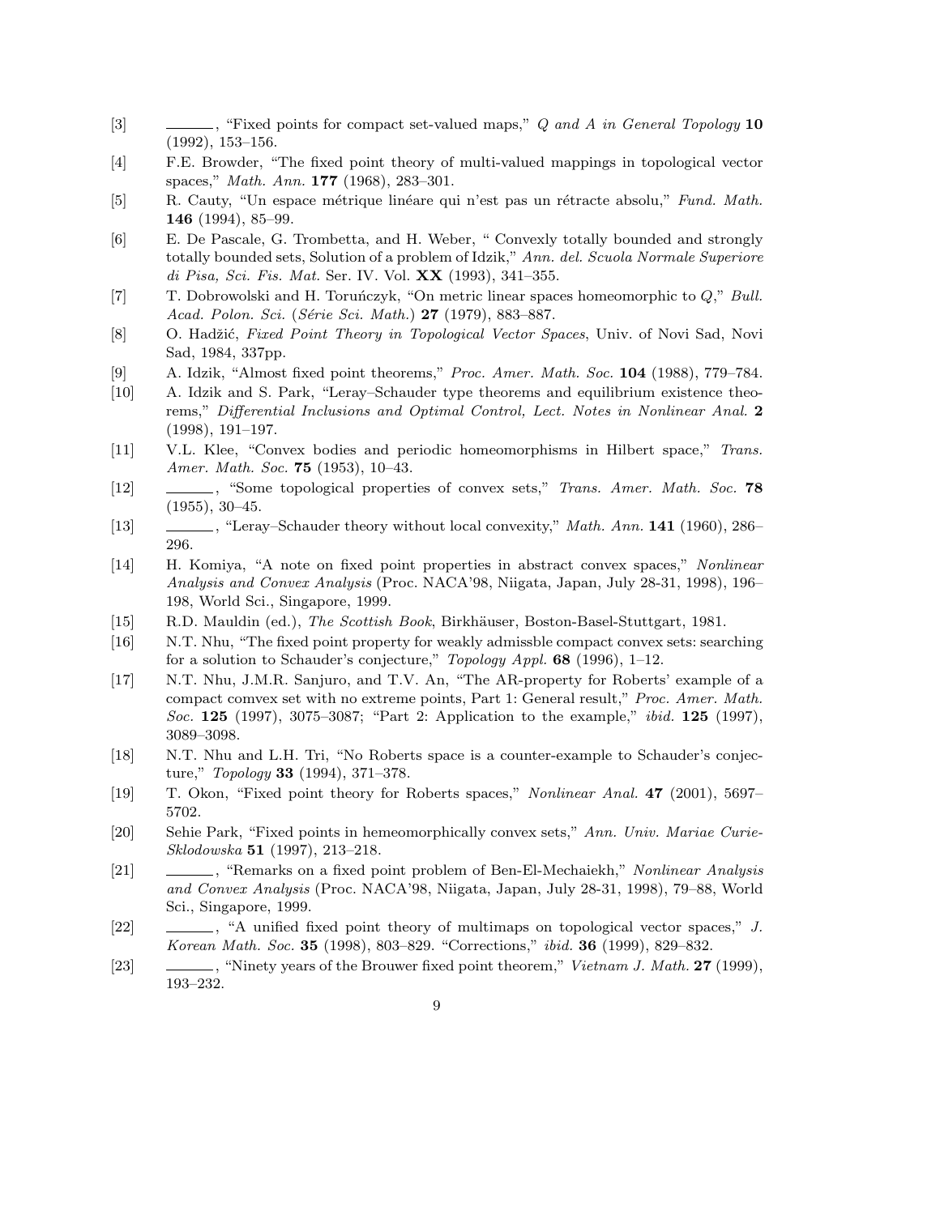[3] ———, "Fixed points for compact set-valued maps," *Q and A in General Topology* **10** (1992), 153–156.

[4] F.E. Browder, "The fixed point theory of multi-valued mappings in topological vector spaces," *Math. Ann.* **177** (1968), 283–301.

[5] R. Cauty, "Un espace métrique linéare qui n'est pas un rétracte absolu," *Fund. Math.* **146** (1994), 85–99.

[6] E. De Pascale, G. Trombetta, and H. Weber, " Convexly totally bounded and strongly totally bounded sets, Solution of a problem of Idzik," *Ann. del. Scuola Normale Superiore di Pisa, Sci. Fis. Mat.* Ser. IV. Vol. **XX** (1993), 341–355.

[7] T. Dobrowolski and H. Toruńczyk, "On metric linear spaces homeomorphic to $Q$," *Bull. Acad. Polon. Sci.* (*Série Sci. Math.*) **27** (1979), 883–887.

[8] O. Hadžić, *Fixed Point Theory in Topological Vector Spaces*, Univ. of Novi Sad, Novi Sad, 1984, 337pp.

[9] A. Idzik, "Almost fixed point theorems," *Proc. Amer. Math. Soc.* **104** (1988), 779–784.

[10] A. Idzik and S. Park, "Leray–Schauder type theorems and equilibrium existence theorems," *Differential Inclusions and Optimal Control, Lect. Notes in Nonlinear Anal.* **2** (1998), 191–197.

[11] V.L. Klee, "Convex bodies and periodic homeomorphisms in Hilbert space," *Trans. Amer. Math. Soc.* **75** (1953), 10–43.

[12] ———, "Some topological properties of convex sets," *Trans. Amer. Math. Soc.* **78** (1955), 30–45.

[13] ———, "Leray–Schauder theory without local convexity," *Math. Ann.* **141** (1960), 286–296.

[14] H. Komiya, "A note on fixed point properties in abstract convex spaces," *Nonlinear Analysis and Convex Analysis* (Proc. NACA'98, Niigata, Japan, July 28-31, 1998), 196–198, World Sci., Singapore, 1999.

[15] R.D. Mauldin (ed.), *The Scottish Book*, Birkhäuser, Boston-Basel-Stuttgart, 1981.

[16] N.T. Nhu, "The fixed point property for weakly admissble compact convex sets: searching for a solution to Schauder's conjecture," *Topology Appl.* **68** (1996), 1–12.

[17] N.T. Nhu, J.M.R. Sanjuro, and T.V. An, "The AR-property for Roberts' example of a compact comvex set with no extreme points, Part 1: General result," *Proc. Amer. Math. Soc.* **125** (1997), 3075–3087; "Part 2: Application to the example," *ibid.* **125** (1997), 3089–3098.

[18] N.T. Nhu and L.H. Tri, "No Roberts space is a counter-example to Schauder's conjecture," *Topology* **33** (1994), 371–378.

[19] T. Okon, "Fixed point theory for Roberts spaces," *Nonlinear Anal.* **47** (2001), 5697–5702.

[20] Sehie Park, "Fixed points in hemeomorphically convex sets," *Ann. Univ. Mariae Curie-Sklodowska* **51** (1997), 213–218.

[21] ———, "Remarks on a fixed point problem of Ben-El-Mechaiekh," *Nonlinear Analysis and Convex Analysis* (Proc. NACA'98, Niigata, Japan, July 28-31, 1998), 79–88, World Sci., Singapore, 1999.

[22] ———, "A unified fixed point theory of multimaps on topological vector spaces," *J. Korean Math. Soc.* **35** (1998), 803–829. "Corrections," *ibid.* **36** (1999), 829–832.

[23] ———, "Ninety years of the Brouwer fixed point theorem," *Vietnam J. Math.* **27** (1999), 193–232.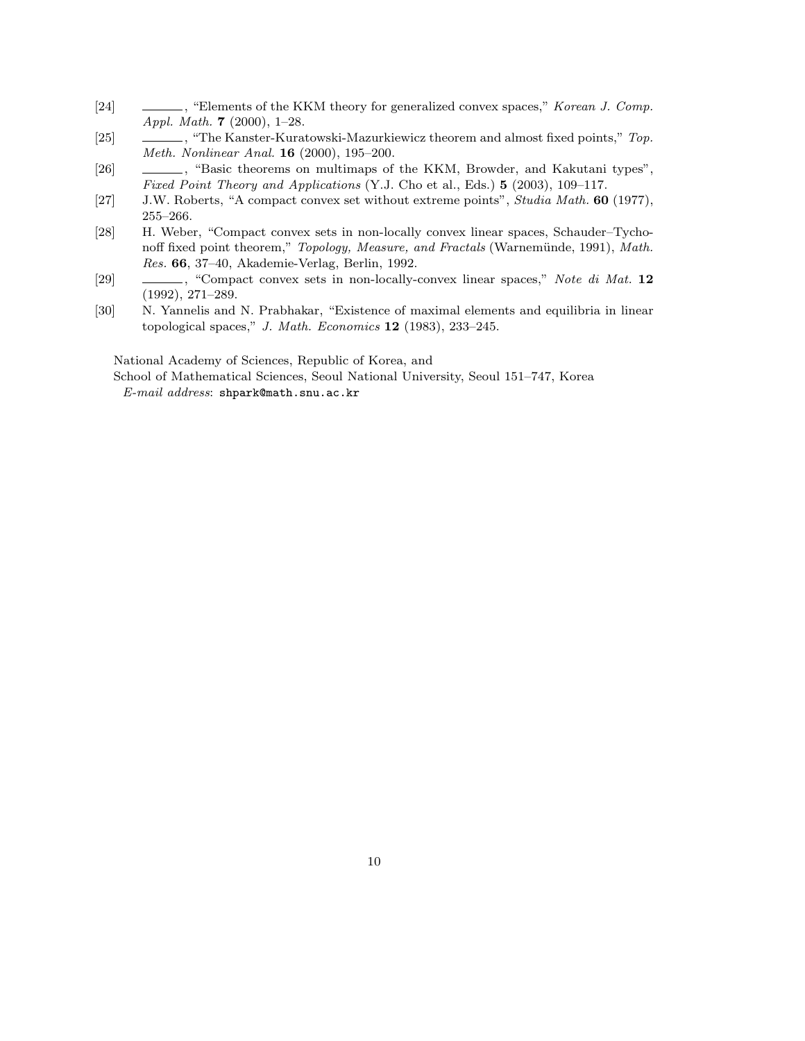[24] ——, "Elements of the KKM theory for generalized convex spaces," *Korean J. Comp. Appl. Math.* **7** (2000), 1–28.

[25] ——, "The Kanster-Kuratowski-Mazurkiewicz theorem and almost fixed points," *Top. Meth. Nonlinear Anal.* **16** (2000), 195–200.

[26] ——, "Basic theorems on multimaps of the KKM, Browder, and Kakutani types", *Fixed Point Theory and Applications* (Y.J. Cho et al., Eds.) **5** (2003), 109–117.

[27] J.W. Roberts, "A compact convex set without extreme points", *Studia Math.* **60** (1977), 255–266.

[28] H. Weber, "Compact convex sets in non-locally convex linear spaces, Schauder–Tychonoff fixed point theorem," *Topology, Measure, and Fractals* (Warnemünde, 1991), *Math. Res.* **66**, 37–40, Akademie-Verlag, Berlin, 1992.

[29] ——, "Compact convex sets in non-locally-convex linear spaces," *Note di Mat.* **12** (1992), 271–289.

[30] N. Yannelis and N. Prabhakar, "Existence of maximal elements and equilibria in linear topological spaces," *J. Math. Economics* **12** (1983), 233–245.

National Academy of Sciences, Republic of Korea, and
School of Mathematical Sciences, Seoul National University, Seoul 151–747, Korea
*E-mail address*: shpark@math.snu.ac.kr